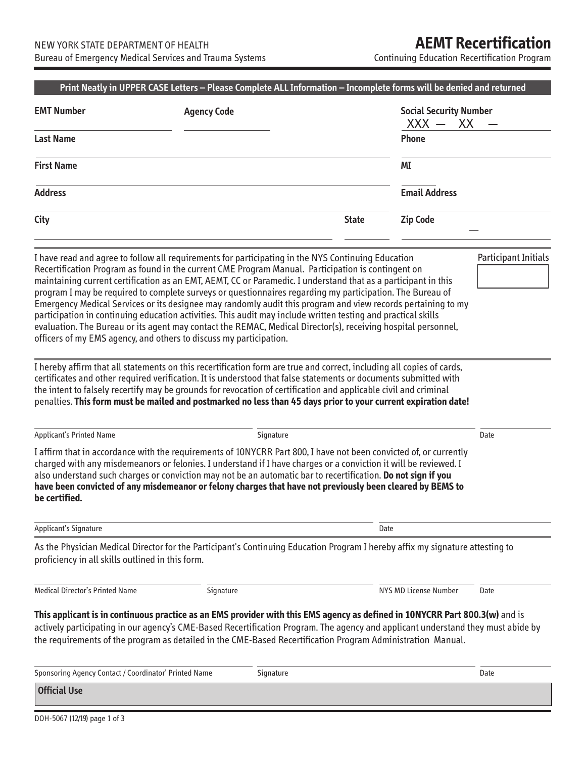NEW YORK STATE DEPARTMENT OF HEALTH
Bureau of Emergency Medical Services and Trauma Systems

# AEMT Recertification

Continuing Education Recertification Program

**Print Neatly in UPPER CASE Letters – Please Complete ALL Information – Incomplete forms will be denied and returned**

| | | |
|---|---|---|
| **EMT Number** | **Agency Code** | **Social Security Number** XXX — XX — |
| **Last Name** | | **Phone** |
| **First Name** | | **MI** |
| **Address** | | **Email Address** |
| **City** | **State** | **Zip Code** |

I have read and agree to follow all requirements for participating in the NYS Continuing Education Recertification Program as found in the current CME Program Manual. Participation is contingent on maintaining current certification as an EMT, AEMT, CC or Paramedic. I understand that as a participant in this program I may be required to complete surveys or questionnaires regarding my participation. The Bureau of Emergency Medical Services or its designee may randomly audit this program and view records pertaining to my participation in continuing education activities. This audit may include written testing and practical skills evaluation. The Bureau or its agent may contact the REMAC, Medical Director(s), receiving hospital personnel, officers of my EMS agency, and others to discuss my participation.

Participant Initials

I hereby affirm that all statements on this recertification form are true and correct, including all copies of cards, certificates and other required verification. It is understood that false statements or documents submitted with the intent to falsely recertify may be grounds for revocation of certification and applicable civil and criminal penalties. **This form must be mailed and postmarked no less than 45 days prior to your current expiration date!**

Applicant's Printed Name ______________ Signature ______________ Date ______________

I affirm that in accordance with the requirements of 10NYCRR Part 800, I have not been convicted of, or currently charged with any misdemeanors or felonies. I understand if I have charges or a conviction it will be reviewed. I also understand such charges or conviction may not be an automatic bar to recertification. **Do not sign if you have been convicted of any misdemeanor or felony charges that have not previously been cleared by BEMS to be certified.**

Applicant's Signature ______________ Date ______________

As the Physician Medical Director for the Participant's Continuing Education Program I hereby affix my signature attesting to proficiency in all skills outlined in this form.

Medical Director's Printed Name ______________ Signature ______________ NYS MD License Number ______________ Date ______________

**This applicant is in continuous practice as an EMS provider with this EMS agency as defined in 10NYCRR Part 800.3(w)** and is actively participating in our agency's CME-Based Recertification Program. The agency and applicant understand they must abide by the requirements of the program as detailed in the CME-Based Recertification Program Administration Manual.

Sponsoring Agency Contact / Coordinator' Printed Name ______________ Signature ______________ Date ______________

**Official Use**

DOH-5067 (12/19)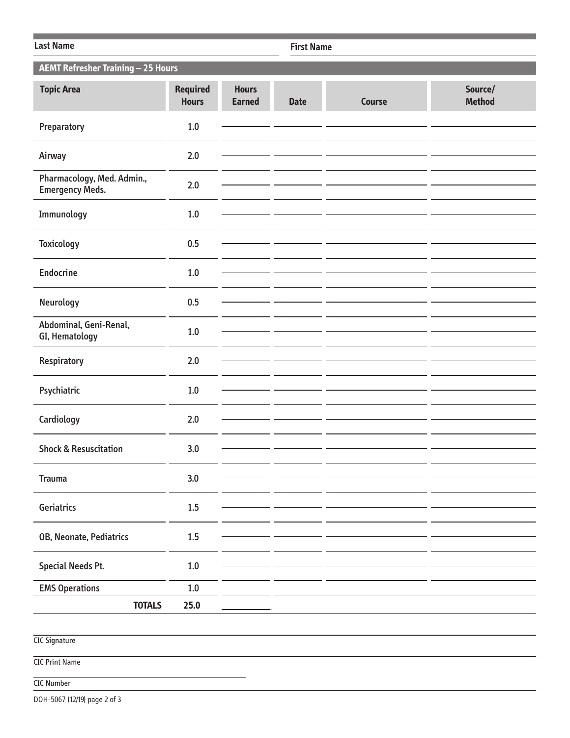Last Name ______________________ First Name ______________________

## AEMT Refresher Training – 25 Hours

| Topic Area | Required Hours | Hours Earned | Date | Course | Source/ Method |
|---|---|---|---|---|---|
| Preparatory | 1.0 | | | | |
| Airway | 2.0 | | | | |
| Pharmacology, Med. Admin., Emergency Meds. | 2.0 | | | | |
| Immunology | 1.0 | | | | |
| Toxicology | 0.5 | | | | |
| Endocrine | 1.0 | | | | |
| Neurology | 0.5 | | | | |
| Abdominal, Geni-Renal, GI, Hematology | 1.0 | | | | |
| Respiratory | 2.0 | | | | |
| Psychiatric | 1.0 | | | | |
| Cardiology | 2.0 | | | | |
| Shock & Resuscitation | 3.0 | | | | |
| Trauma | 3.0 | | | | |
| Geriatrics | 1.5 | | | | |
| OB, Neonate, Pediatrics | 1.5 | | | | |
| Special Needs Pt. | 1.0 | | | | |
| EMS Operations | 1.0 | | | | |
| **TOTALS** | **25.0** | | | | |

CIC Signature ______________________

CIC Print Name ______________________

CIC Number ______________________

DOH-5067 (12/19)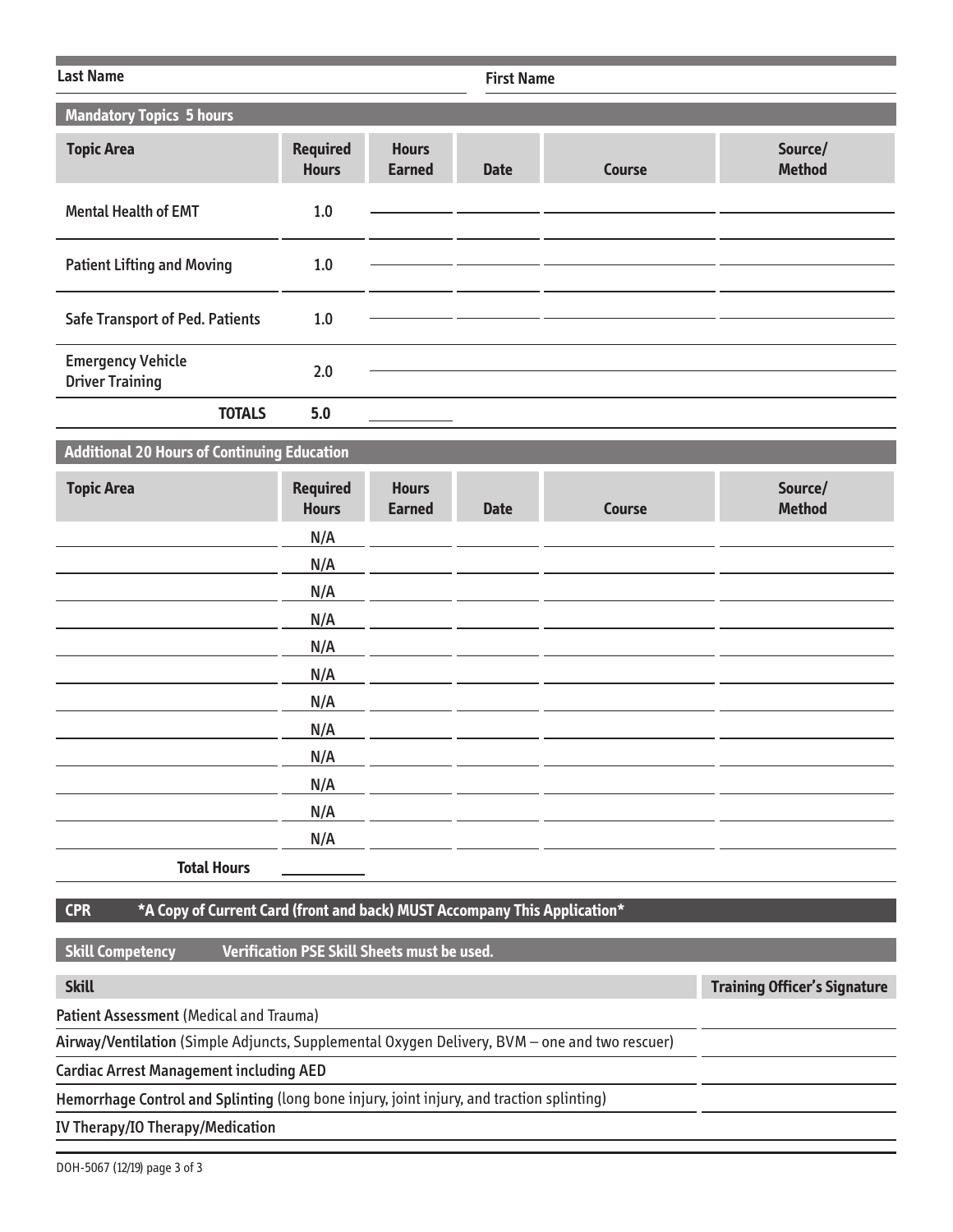| Last Name | | First Name | |
|---|---|---|---|
| | | | |

## Mandatory Topics 5 hours

| Topic Area | Required Hours | Hours Earned | Date | Course | Source/ Method |
|---|---|---|---|---|---|
| Mental Health of EMT | 1.0 | | | | |
| Patient Lifting and Moving | 1.0 | | | | |
| Safe Transport of Ped. Patients | 1.0 | | | | |
| Emergency Vehicle Driver Training | 2.0 | | | | |
| **TOTALS** | **5.0** | | | | |

## Additional 20 Hours of Continuing Education

| Topic Area | Required Hours | Hours Earned | Date | Course | Source/ Method |
|---|---|---|---|---|---|
| | N/A | | | | |
| | N/A | | | | |
| | N/A | | | | |
| | N/A | | | | |
| | N/A | | | | |
| | N/A | | | | |
| | N/A | | | | |
| | N/A | | | | |
| | N/A | | | | |
| | N/A | | | | |
| | N/A | | | | |
| | N/A | | | | |
| **Total Hours** | | | | | |

## CPR *A Copy of Current Card (front and back) MUST Accompany This Application*

## Skill Competency Verification PSE Skill Sheets must be used.

| Skill | Training Officer's Signature |
|---|---|
| **Patient Assessment** (Medical and Trauma) | |
| **Airway/Ventilation** (Simple Adjuncts, Supplemental Oxygen Delivery, BVM – one and two rescuer) | |
| **Cardiac Arrest Management including AED** | |
| **Hemorrhage Control and Splinting** (long bone injury, joint injury, and traction splinting) | |
| **IV Therapy/IO Therapy/Medication** | |

DOH-5067 (12/19)